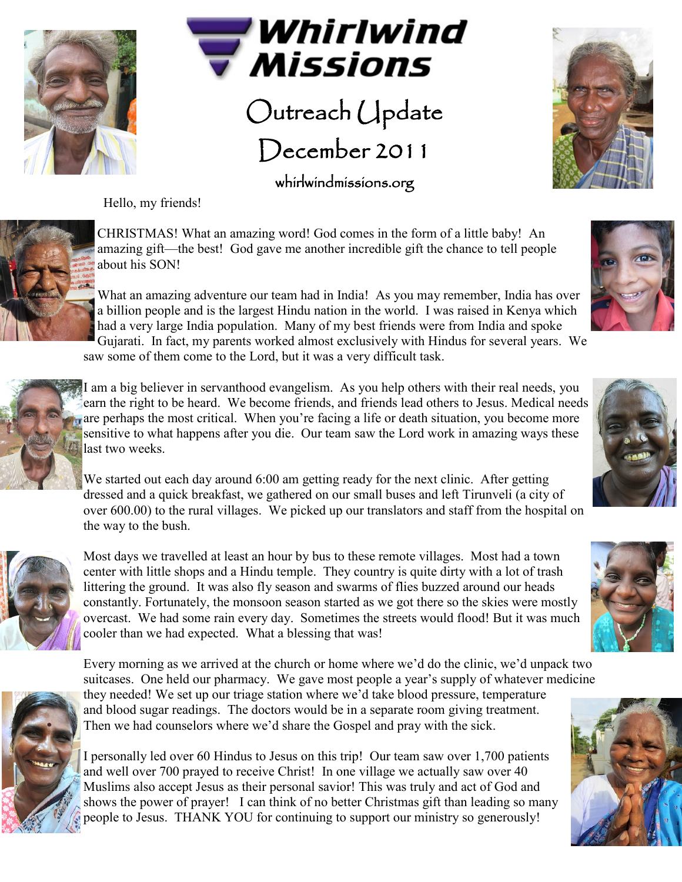# Whirlwind Missions

## Outreach Update

## December 2011

whirlwindmissions.org

Hello, my friends!

CHRISTMAS! What an amazing word! God comes in the form of a little baby! An amazing gift—the best! God gave me another incredible gift the chance to tell people about his SON!

What an amazing adventure our team had in India! As you may remember, India has over a billion people and is the largest Hindu nation in the world. I was raised in Kenya which had a very large India population. Many of my best friends were from India and spoke Gujarati. In fact, my parents worked almost exclusively with Hindus for several years. We saw some of them come to the Lord, but it was a very difficult task.

I am a big believer in servanthood evangelism. As you help others with their real needs, you earn the right to be heard. We become friends, and friends lead others to Jesus. Medical needs are perhaps the most critical. When you're facing a life or death situation, you become more sensitive to what happens after you die. Our team saw the Lord work in amazing ways these last two weeks.

We started out each day around 6:00 am getting ready for the next clinic. After getting dressed and a quick breakfast, we gathered on our small buses and left Tirunveli (a city of over 600.00) to the rural villages. We picked up our translators and staff from the hospital on the way to the bush.

Most days we travelled at least an hour by bus to these remote villages. Most had a town center with little shops and a Hindu temple. They country is quite dirty with a lot of trash littering the ground. It was also fly season and swarms of flies buzzed around our heads constantly. Fortunately, the monsoon season started as we got there so the skies were mostly overcast. We had some rain every day. Sometimes the streets would flood! But it was much cooler than we had expected. What a blessing that was!

Every morning as we arrived at the church or home where we'd do the clinic, we'd unpack two suitcases. One held our pharmacy. We gave most people a year's supply of whatever medicine they needed! We set up our triage station where we'd take blood pressure, temperature and blood sugar readings. The doctors would be in a separate room giving treatment. Then we had counselors where we'd share the Gospel and pray with the sick.

I personally led over 60 Hindus to Jesus on this trip! Our team saw over 1,700 patients and well over 700 prayed to receive Christ! In one village we actually saw over 40 Muslims also accept Jesus as their personal savior! This was truly and act of God and shows the power of prayer! I can think of no better Christmas gift than leading so many people to Jesus. THANK YOU for continuing to support our ministry so generously!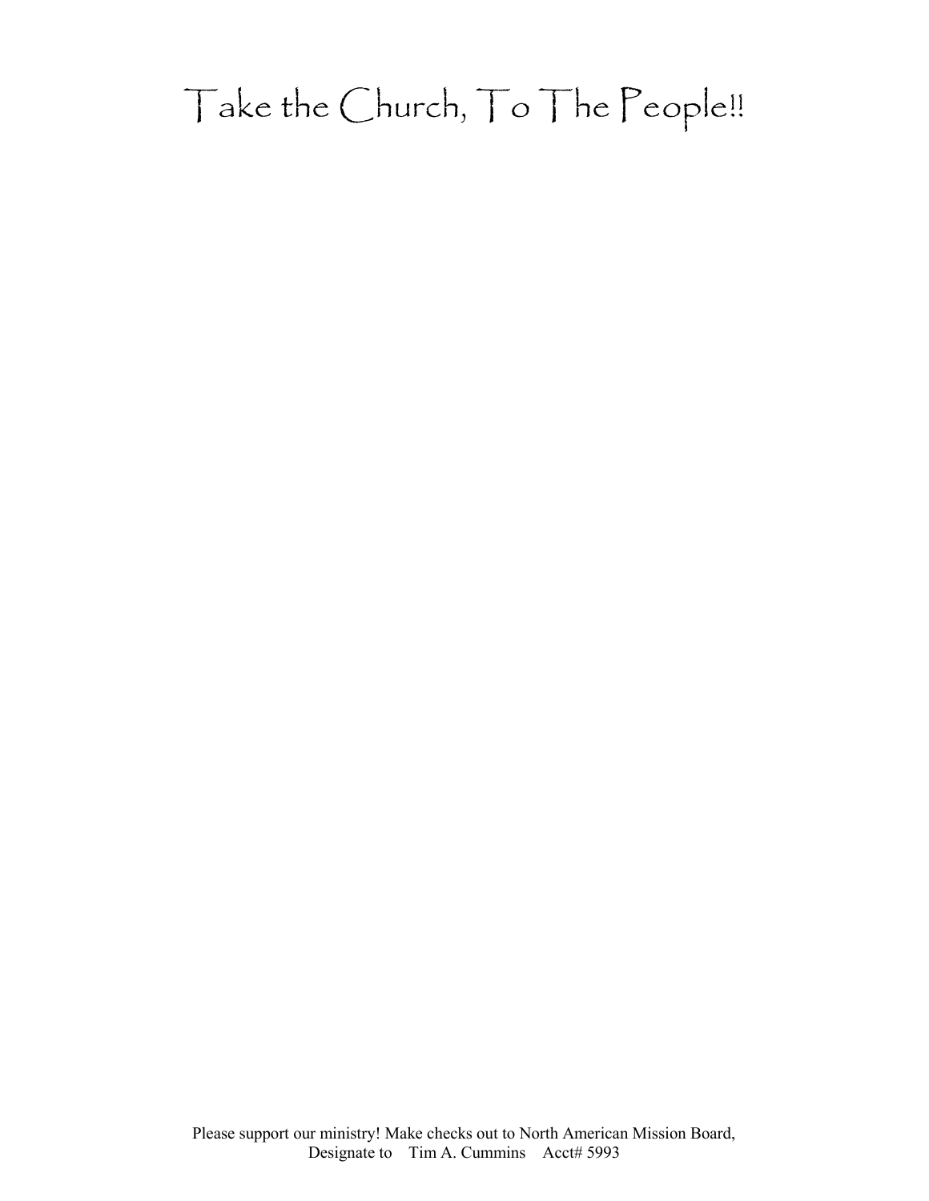# Take the Church, To The People!!

Please support our ministry! Make checks out to North American Mission Board,
Designate to Tim A. Cummins Acct# 5993